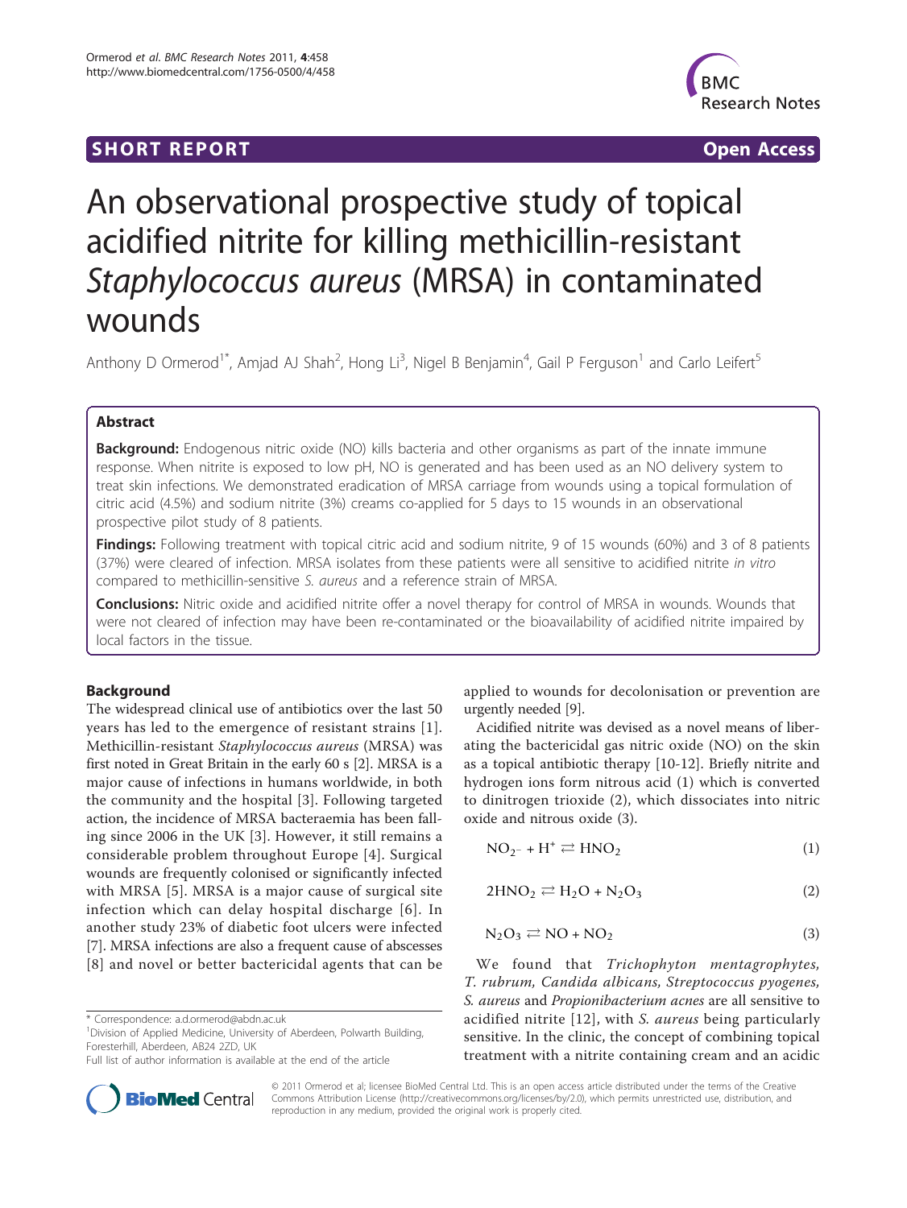SHORT REPORT Open Access

# An observational prospective study of topical acidified nitrite for killing methicillin-resistant *Staphylococcus aureus* (MRSA) in contaminated wounds

Anthony D Ormerod[1*], Amjad AJ Shah[2], Hong Li[3], Nigel B Benjamin[4], Gail P Ferguson[1] and Carlo Leifert[5]

## Abstract

**Background:** Endogenous nitric oxide (NO) kills bacteria and other organisms as part of the innate immune response. When nitrite is exposed to low pH, NO is generated and has been used as an NO delivery system to treat skin infections. We demonstrated eradication of MRSA carriage from wounds using a topical formulation of citric acid (4.5%) and sodium nitrite (3%) creams co-applied for 5 days to 15 wounds in an observational prospective pilot study of 8 patients.

**Findings:** Following treatment with topical citric acid and sodium nitrite, 9 of 15 wounds (60%) and 3 of 8 patients (37%) were cleared of infection. MRSA isolates from these patients were all sensitive to acidified nitrite *in vitro* compared to methicillin-sensitive *S. aureus* and a reference strain of MRSA.

**Conclusions:** Nitric oxide and acidified nitrite offer a novel therapy for control of MRSA in wounds. Wounds that were not cleared of infection may have been re-contaminated or the bioavailability of acidified nitrite impaired by local factors in the tissue.

## Background

The widespread clinical use of antibiotics over the last 50 years has led to the emergence of resistant strains [1]. Methicillin-resistant *Staphylococcus aureus* (MRSA) was first noted in Great Britain in the early 60 s [2]. MRSA is a major cause of infections in humans worldwide, in both the community and the hospital [3]. Following targeted action, the incidence of MRSA bacteraemia has been falling since 2006 in the UK [3]. However, it still remains a considerable problem throughout Europe [4]. Surgical wounds are frequently colonised or significantly infected with MRSA [5]. MRSA is a major cause of surgical site infection which can delay hospital discharge [6]. In another study 23% of diabetic foot ulcers were infected [7]. MRSA infections are also a frequent cause of abscesses [8] and novel or better bactericidal agents that can be applied to wounds for decolonisation or prevention are urgently needed [9].

Acidified nitrite was devised as a novel means of liberating the bactericidal gas nitric oxide (NO) on the skin as a topical antibiotic therapy [10-12]. Briefly nitrite and hydrogen ions form nitrous acid (1) which is converted to dinitrogen trioxide (2), which dissociates into nitric oxide and nitrous oxide (3).

$$NO_{2^-} + H^+ \rightleftarrows HNO_2 \quad (1)$$

$$2HNO_2 \rightleftarrows H_2O + N_2O_3 \quad (2)$$

$$N_2O_3 \rightleftarrows NO + NO_2 \quad (3)$$

We found that *Trichophyton mentagrophytes*, *T. rubrum*, *Candida albicans*, *Streptococcus pyogenes*, *S. aureus* and *Propionibacterium acnes* are all sensitive to acidified nitrite [12], with *S. aureus* being particularly sensitive. In the clinic, the concept of combining topical treatment with a nitrite containing cream and an acidic

\* Correspondence: a.d.ormerod@abdn.ac.uk
[1]Division of Applied Medicine, University of Aberdeen, Polwarth Building, Foresterhill, Aberdeen, AB24 2ZD, UK
Full list of author information is available at the end of the article

© 2011 Ormerod et al; licensee BioMed Central Ltd. This is an open access article distributed under the terms of the Creative Commons Attribution License (http://creativecommons.org/licenses/by/2.0), which permits unrestricted use, distribution, and reproduction in any medium, provided the original work is properly cited.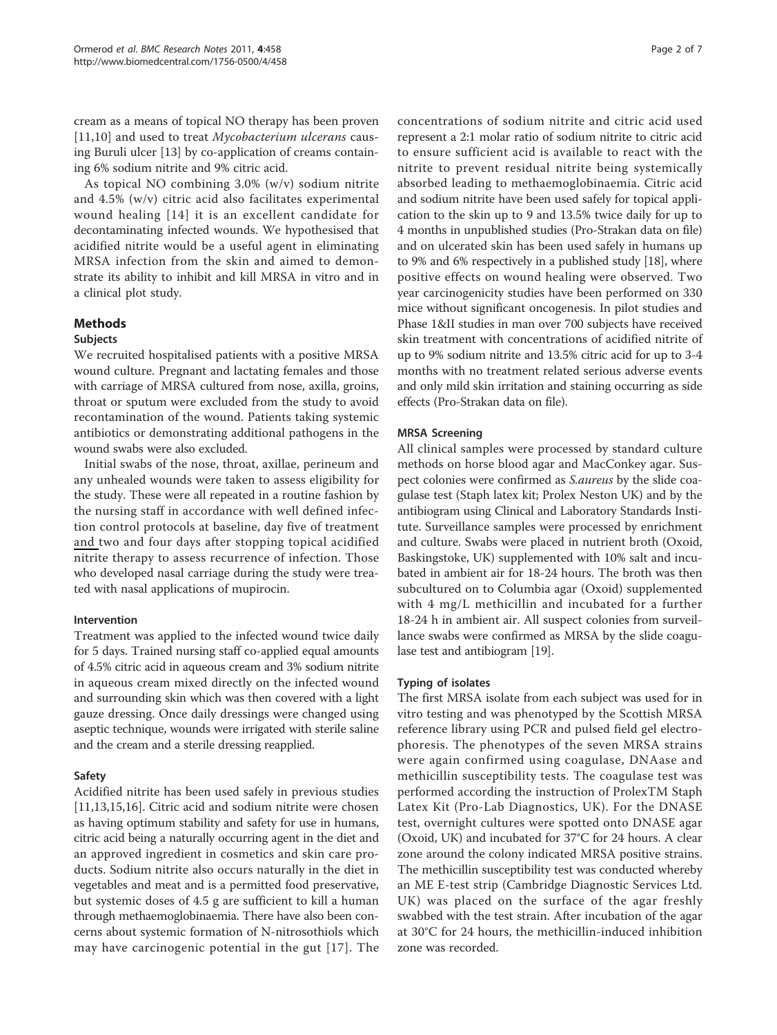cream as a means of topical NO therapy has been proven [11,10] and used to treat *Mycobacterium ulcerans* causing Buruli ulcer [13] by co-application of creams containing 6% sodium nitrite and 9% citric acid.

As topical NO combining 3.0% (w/v) sodium nitrite and 4.5% (w/v) citric acid also facilitates experimental wound healing [14] it is an excellent candidate for decontaminating infected wounds. We hypothesised that acidified nitrite would be a useful agent in eliminating MRSA infection from the skin and aimed to demonstrate its ability to inhibit and kill MRSA in vitro and in a clinical plot study.

## Methods

### Subjects

We recruited hospitalised patients with a positive MRSA wound culture. Pregnant and lactating females and those with carriage of MRSA cultured from nose, axilla, groins, throat or sputum were excluded from the study to avoid recontamination of the wound. Patients taking systemic antibiotics or demonstrating additional pathogens in the wound swabs were also excluded.

Initial swabs of the nose, throat, axillae, perineum and any unhealed wounds were taken to assess eligibility for the study. These were all repeated in a routine fashion by the nursing staff in accordance with well defined infection control protocols at baseline, day five of treatment and two and four days after stopping topical acidified nitrite therapy to assess recurrence of infection. Those who developed nasal carriage during the study were treated with nasal applications of mupirocin.

### Intervention

Treatment was applied to the infected wound twice daily for 5 days. Trained nursing staff co-applied equal amounts of 4.5% citric acid in aqueous cream and 3% sodium nitrite in aqueous cream mixed directly on the infected wound and surrounding skin which was then covered with a light gauze dressing. Once daily dressings were changed using aseptic technique, wounds were irrigated with sterile saline and the cream and a sterile dressing reapplied.

### Safety

Acidified nitrite has been used safely in previous studies [11,13,15,16]. Citric acid and sodium nitrite were chosen as having optimum stability and safety for use in humans, citric acid being a naturally occurring agent in the diet and an approved ingredient in cosmetics and skin care products. Sodium nitrite also occurs naturally in the diet in vegetables and meat and is a permitted food preservative, but systemic doses of 4.5 g are sufficient to kill a human through methaemoglobinaemia. There have also been concerns about systemic formation of N-nitrosothiols which may have carcinogenic potential in the gut [17]. The concentrations of sodium nitrite and citric acid used represent a 2:1 molar ratio of sodium nitrite to citric acid to ensure sufficient acid is available to react with the nitrite to prevent residual nitrite being systemically absorbed leading to methaemoglobinaemia. Citric acid and sodium nitrite have been used safely for topical application to the skin up to 9 and 13.5% twice daily for up to 4 months in unpublished studies (Pro-Strakan data on file) and on ulcerated skin has been used safely in humans up to 9% and 6% respectively in a published study [18], where positive effects on wound healing were observed. Two year carcinogenicity studies have been performed on 330 mice without significant oncogenesis. In pilot studies and Phase 1&II studies in man over 700 subjects have received skin treatment with concentrations of acidified nitrite of up to 9% sodium nitrite and 13.5% citric acid for up to 3-4 months with no treatment related serious adverse events and only mild skin irritation and staining occurring as side effects (Pro-Strakan data on file).

### MRSA Screening

All clinical samples were processed by standard culture methods on horse blood agar and MacConkey agar. Suspect colonies were confirmed as *S.aureus* by the slide coagulase test (Staph latex kit; Prolex Neston UK) and by the antibiogram using Clinical and Laboratory Standards Institute. Surveillance samples were processed by enrichment and culture. Swabs were placed in nutrient broth (Oxoid, Baskingstoke, UK) supplemented with 10% salt and incubated in ambient air for 18-24 hours. The broth was then subcultured on to Columbia agar (Oxoid) supplemented with 4 mg/L methicillin and incubated for a further 18-24 h in ambient air. All suspect colonies from surveillance swabs were confirmed as MRSA by the slide coagulase test and antibiogram [19].

### Typing of isolates

The first MRSA isolate from each subject was used for in vitro testing and was phenotyped by the Scottish MRSA reference library using PCR and pulsed field gel electrophoresis. The phenotypes of the seven MRSA strains were again confirmed using coagulase, DNAase and methicillin susceptibility tests. The coagulase test was performed according the instruction of ProlexTM Staph Latex Kit (Pro-Lab Diagnostics, UK). For the DNASE test, overnight cultures were spotted onto DNASE agar (Oxoid, UK) and incubated for 37°C for 24 hours. A clear zone around the colony indicated MRSA positive strains. The methicillin susceptibility test was conducted whereby an ME E-test strip (Cambridge Diagnostic Services Ltd. UK) was placed on the surface of the agar freshly swabbed with the test strain. After incubation of the agar at 30°C for 24 hours, the methicillin-induced inhibition zone was recorded.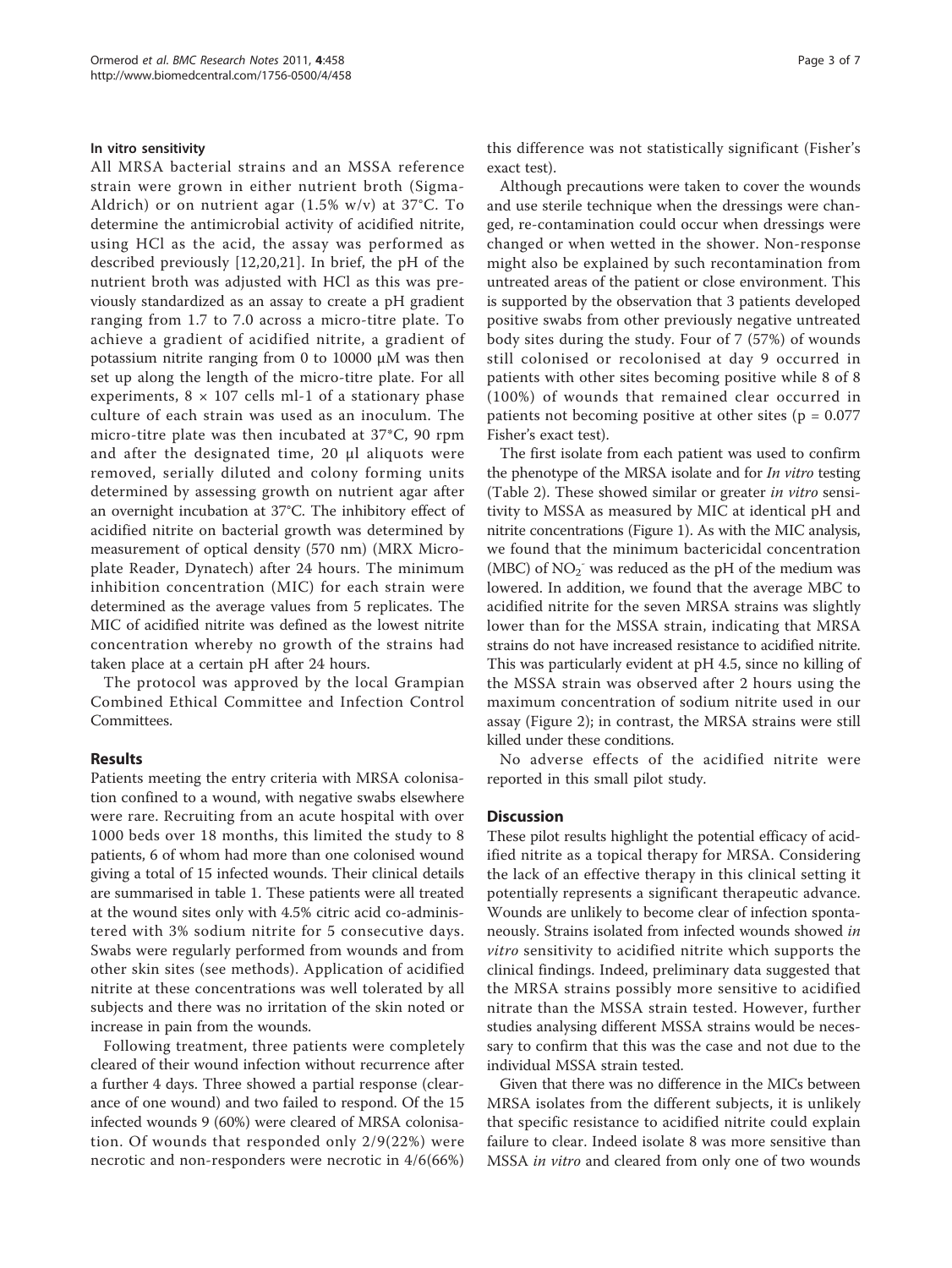#### In vitro sensitivity

All MRSA bacterial strains and an MSSA reference strain were grown in either nutrient broth (Sigma-Aldrich) or on nutrient agar (1.5% w/v) at 37°C. To determine the antimicrobial activity of acidified nitrite, using HCl as the acid, the assay was performed as described previously [12,20,21]. In brief, the pH of the nutrient broth was adjusted with HCl as this was previously standardized as an assay to create a pH gradient ranging from 1.7 to 7.0 across a micro-titre plate. To achieve a gradient of acidified nitrite, a gradient of potassium nitrite ranging from 0 to 10000 μM was then set up along the length of the micro-titre plate. For all experiments, 8 × 107 cells ml-1 of a stationary phase culture of each strain was used as an inoculum. The micro-titre plate was then incubated at 37*C, 90 rpm and after the designated time, 20 μl aliquots were removed, serially diluted and colony forming units determined by assessing growth on nutrient agar after an overnight incubation at 37°C. The inhibitory effect of acidified nitrite on bacterial growth was determined by measurement of optical density (570 nm) (MRX Microplate Reader, Dynatech) after 24 hours. The minimum inhibition concentration (MIC) for each strain were determined as the average values from 5 replicates. The MIC of acidified nitrite was defined as the lowest nitrite concentration whereby no growth of the strains had taken place at a certain pH after 24 hours.

The protocol was approved by the local Grampian Combined Ethical Committee and Infection Control Committees.

## Results

Patients meeting the entry criteria with MRSA colonisation confined to a wound, with negative swabs elsewhere were rare. Recruiting from an acute hospital with over 1000 beds over 18 months, this limited the study to 8 patients, 6 of whom had more than one colonised wound giving a total of 15 infected wounds. Their clinical details are summarised in table 1. These patients were all treated at the wound sites only with 4.5% citric acid co-administered with 3% sodium nitrite for 5 consecutive days. Swabs were regularly performed from wounds and from other skin sites (see methods). Application of acidified nitrite at these concentrations was well tolerated by all subjects and there was no irritation of the skin noted or increase in pain from the wounds.

Following treatment, three patients were completely cleared of their wound infection without recurrence after a further 4 days. Three showed a partial response (clearance of one wound) and two failed to respond. Of the 15 infected wounds 9 (60%) were cleared of MRSA colonisation. Of wounds that responded only 2/9(22%) were necrotic and non-responders were necrotic in 4/6(66%) this difference was not statistically significant (Fisher's exact test).

Although precautions were taken to cover the wounds and use sterile technique when the dressings were changed, re-contamination could occur when dressings were changed or when wetted in the shower. Non-response might also be explained by such recontamination from untreated areas of the patient or close environment. This is supported by the observation that 3 patients developed positive swabs from other previously negative untreated body sites during the study. Four of 7 (57%) of wounds still colonised or recolonised at day 9 occurred in patients with other sites becoming positive while 8 of 8 (100%) of wounds that remained clear occurred in patients not becoming positive at other sites ($p = 0.077$ Fisher's exact test).

The first isolate from each patient was used to confirm the phenotype of the MRSA isolate and for *In vitro* testing (Table 2). These showed similar or greater *in vitro* sensitivity to MSSA as measured by MIC at identical pH and nitrite concentrations (Figure 1). As with the MIC analysis, we found that the minimum bactericidal concentration (MBC) of $NO_2^-$ was reduced as the pH of the medium was lowered. In addition, we found that the average MBC to acidified nitrite for the seven MRSA strains was slightly lower than for the MSSA strain, indicating that MRSA strains do not have increased resistance to acidified nitrite. This was particularly evident at pH 4.5, since no killing of the MSSA strain was observed after 2 hours using the maximum concentration of sodium nitrite used in our assay (Figure 2); in contrast, the MRSA strains were still killed under these conditions.

No adverse effects of the acidified nitrite were reported in this small pilot study.

## Discussion

These pilot results highlight the potential efficacy of acidified nitrite as a topical therapy for MRSA. Considering the lack of an effective therapy in this clinical setting it potentially represents a significant therapeutic advance. Wounds are unlikely to become clear of infection spontaneously. Strains isolated from infected wounds showed *in vitro* sensitivity to acidified nitrite which supports the clinical findings. Indeed, preliminary data suggested that the MRSA strains possibly more sensitive to acidified nitrate than the MSSA strain tested. However, further studies analysing different MSSA strains would be necessary to confirm that this was the case and not due to the individual MSSA strain tested.

Given that there was no difference in the MICs between MRSA isolates from the different subjects, it is unlikely that specific resistance to acidified nitrite could explain failure to clear. Indeed isolate 8 was more sensitive than MSSA *in vitro* and cleared from only one of two wounds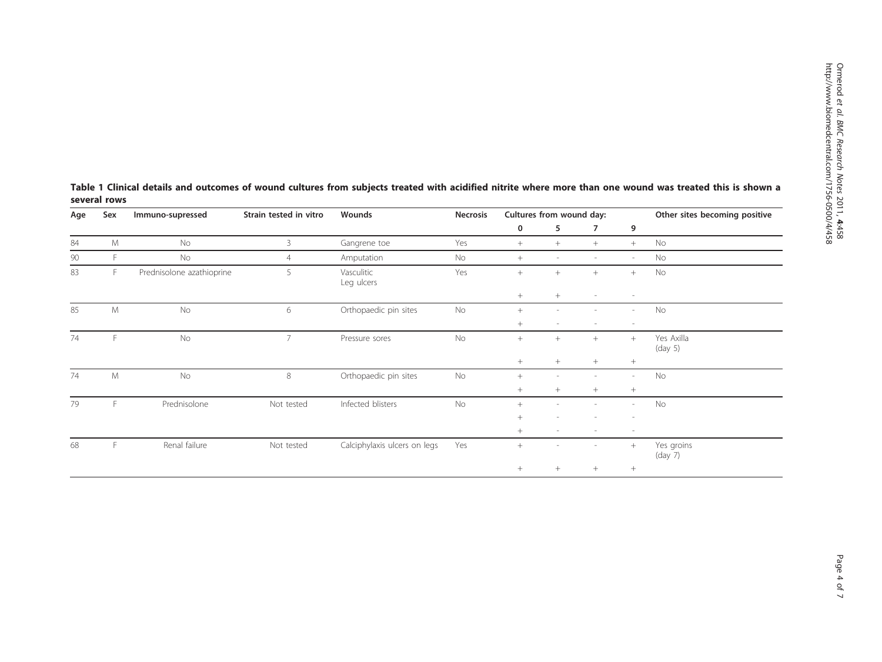**Table 1 Clinical details and outcomes of wound cultures from subjects treated with acidified nitrite where more than one wound was treated this is shown a several rows**

| Age | Sex | Immuno-supressed | Strain tested in vitro | Wounds | Necrosis | Cultures from wound day: | | | | Other sites becoming positive |
|---|---|---|---|---|---|---|---|---|---|---|
| | | | | | | 0 | 5 | 7 | 9 | |
| 84 | M | No | 3 | Gangrene toe | Yes | + | + | + | + | No |
| 90 | F | No | 4 | Amputation | No | + | - | - | - | No |
| 83 | F | Prednisolone azathioprine | 5 | Vasculitic Leg ulcers | Yes | + | + | + | + | No |
| | | | | | | + | + | - | - | |
| 85 | M | No | 6 | Orthopaedic pin sites | No | + | - | - | - | No |
| | | | | | | + | - | - | - | |
| 74 | F | No | 7 | Pressure sores | No | + | + | + | + | Yes Axilla (day 5) |
| | | | | | | + | + | + | + | |
| 74 | M | No | 8 | Orthopaedic pin sites | No | + | - | - | - | No |
| | | | | | | + | + | + | + | |
| 79 | F | Prednisolone | Not tested | Infected blisters | No | + | - | - | - | No |
| | | | | | | + | - | - | - | |
| | | | | | | + | - | - | - | |
| 68 | F | Renal failure | Not tested | Calciphylaxis ulcers on legs | Yes | + | - | - | + | Yes groins (day 7) |
| | | | | | | + | + | + | + | |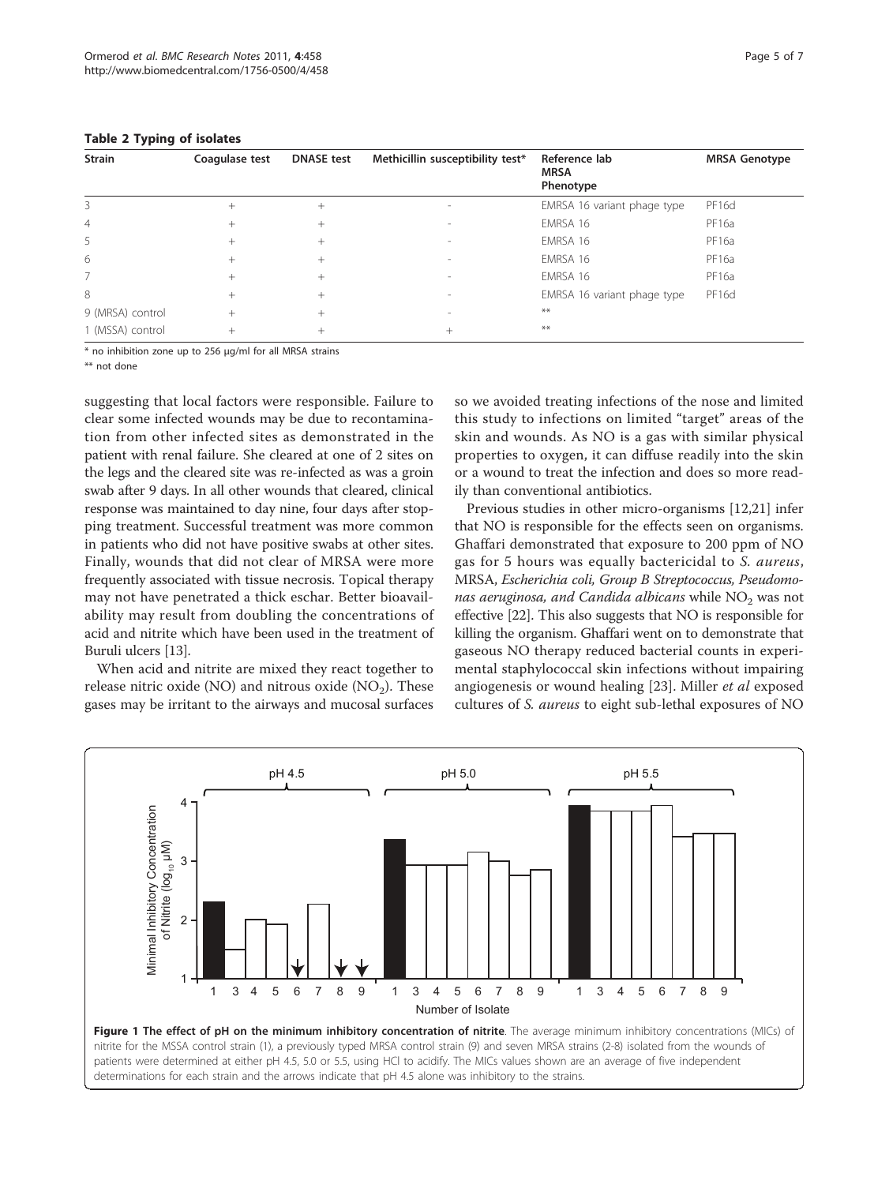**Table 2 Typing of isolates**

| Strain | Coagulase test | DNASE test | Methicillin susceptibility test* | Reference lab MRSA Phenotype | MRSA Genotype |
|---|---|---|---|---|---|
| 3 | + | + | - | EMRSA 16 variant phage type | PF16d |
| 4 | + | + | - | EMRSA 16 | PF16a |
| 5 | + | + | - | EMRSA 16 | PF16a |
| 6 | + | + | - | EMRSA 16 | PF16a |
| 7 | + | + | - | EMRSA 16 | PF16a |
| 8 | + | + | - | EMRSA 16 variant phage type | PF16d |
| 9 (MRSA) control | + | + | - | ** | |
| 1 (MSSA) control | + | + | + | ** | |

* no inhibition zone up to 256 μg/ml for all MRSA strains

** not done

suggesting that local factors were responsible. Failure to clear some infected wounds may be due to recontamination from other infected sites as demonstrated in the patient with renal failure. She cleared at one of 2 sites on the legs and the cleared site was re-infected as was a groin swab after 9 days. In all other wounds that cleared, clinical response was maintained to day nine, four days after stopping treatment. Successful treatment was more common in patients who did not have positive swabs at other sites. Finally, wounds that did not clear of MRSA were more frequently associated with tissue necrosis. Topical therapy may not have penetrated a thick eschar. Better bioavailability may result from doubling the concentrations of acid and nitrite which have been used in the treatment of Buruli ulcers [13].

When acid and nitrite are mixed they react together to release nitric oxide (NO) and nitrous oxide ($NO_2$). These gases may be irritant to the airways and mucosal surfaces so we avoided treating infections of the nose and limited this study to infections on limited "target" areas of the skin and wounds. As NO is a gas with similar physical properties to oxygen, it can diffuse readily into the skin or a wound to treat the infection and does so more readily than conventional antibiotics.

Previous studies in other micro-organisms [12,21] infer that NO is responsible for the effects seen on organisms. Ghaffari demonstrated that exposure to 200 ppm of NO gas for 5 hours was equally bactericidal to *S. aureus*, MRSA, *Escherichia coli, Group B Streptococcus, Pseudomonas aeruginosa, and Candida albicans* while $NO_2$ was not effective [22]. This also suggests that NO is responsible for killing the organism. Ghaffari went on to demonstrate that gaseous NO therapy reduced bacterial counts in experimental staphylococcal skin infections without impairing angiogenesis or wound healing [23]. Miller *et al* exposed cultures of *S. aureus* to eight sub-lethal exposures of NO

**Figure 1 The effect of pH on the minimum inhibitory concentration of nitrite**. The average minimum inhibitory concentrations (MICs) of nitrite for the MSSA control strain (1), a previously typed MRSA control strain (9) and seven MRSA strains (2-8) isolated from the wounds of patients were determined at either pH 4.5, 5.0 or 5.5, using HCl to acidify. The MICs values shown are an average of five independent determinations for each strain and the arrows indicate that pH 4.5 alone was inhibitory to the strains.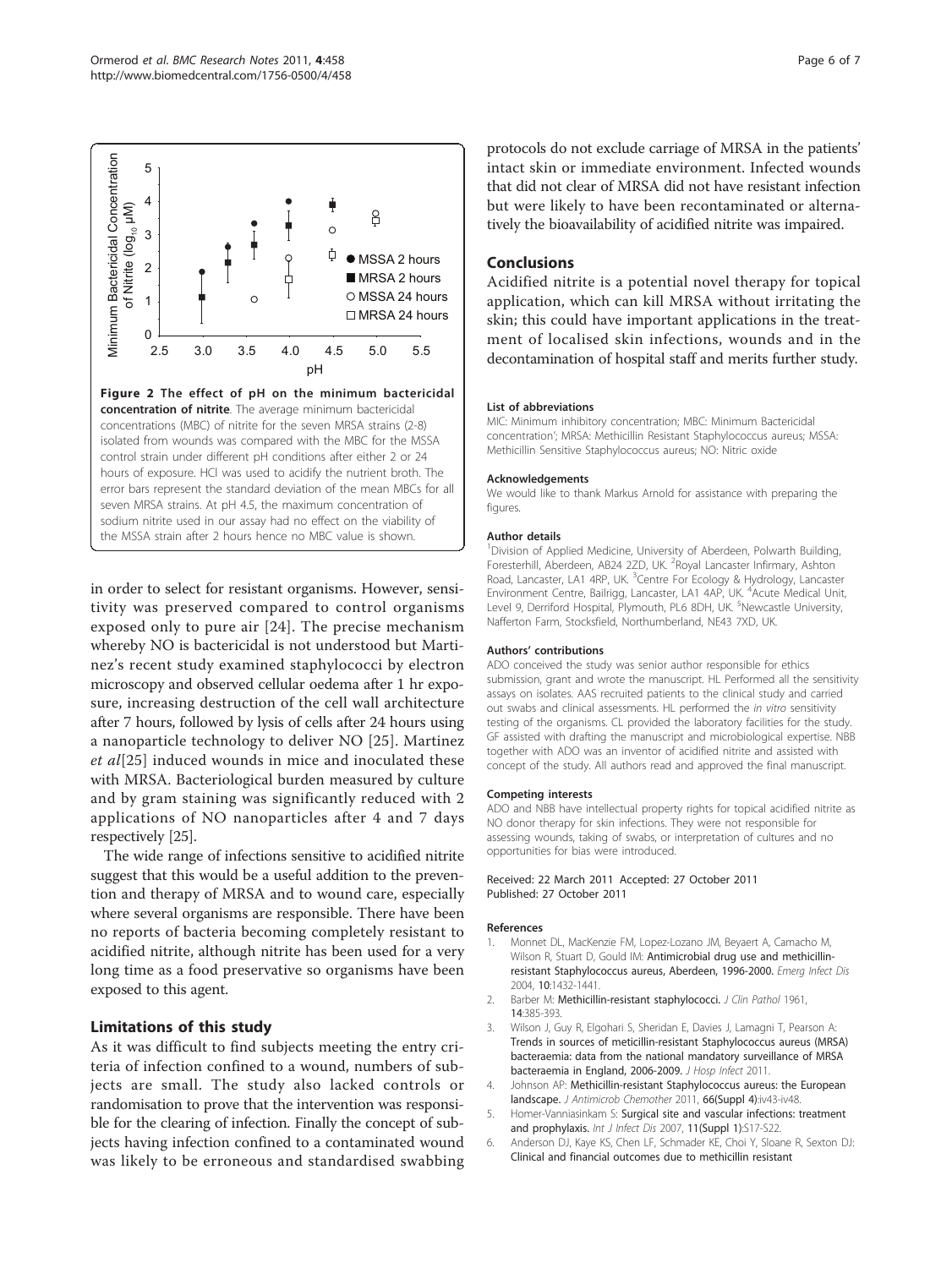Figure 2 **The effect of pH on the minimum bactericidal concentration of nitrite**. The average minimum bactericidal concentrations (MBC) of nitrite for the seven MRSA strains (2-8) isolated from wounds was compared with the MBC for the MSSA control strain under different pH conditions after either 2 or 24 hours of exposure. HCl was used to acidify the nutrient broth. The error bars represent the standard deviation of the mean MBCs for all seven MRSA strains. At pH 4.5, the maximum concentration of sodium nitrite used in our assay had no effect on the viability of the MSSA strain after 2 hours hence no MBC value is shown.

in order to select for resistant organisms. However, sensitivity was preserved compared to control organisms exposed only to pure air [24]. The precise mechanism whereby NO is bactericidal is not understood but Martinez's recent study examined staphylococci by electron microscopy and observed cellular oedema after 1 hr exposure, increasing destruction of the cell wall architecture after 7 hours, followed by lysis of cells after 24 hours using a nanoparticle technology to deliver NO [25]. Martinez *et al*[25] induced wounds in mice and inoculated these with MRSA. Bacteriological burden measured by culture and by gram staining was significantly reduced with 2 applications of NO nanoparticles after 4 and 7 days respectively [25].

The wide range of infections sensitive to acidified nitrite suggest that this would be a useful addition to the prevention and therapy of MRSA and to wound care, especially where several organisms are responsible. There have been no reports of bacteria becoming completely resistant to acidified nitrite, although nitrite has been used for a very long time as a food preservative so organisms have been exposed to this agent.

## Limitations of this study

As it was difficult to find subjects meeting the entry criteria of infection confined to a wound, numbers of subjects are small. The study also lacked controls or randomisation to prove that the intervention was responsible for the clearing of infection. Finally the concept of subjects having infection confined to a contaminated wound was likely to be erroneous and standardised swabbing protocols do not exclude carriage of MRSA in the patients' intact skin or immediate environment. Infected wounds that did not clear of MRSA did not have resistant infection but were likely to have been recontaminated or alternatively the bioavailability of acidified nitrite was impaired.

## Conclusions

Acidified nitrite is a potential novel therapy for topical application, which can kill MRSA without irritating the skin; this could have important applications in the treatment of localised skin infections, wounds and in the decontamination of hospital staff and merits further study.

#### List of abbreviations

MIC: Minimum inhibitory concentration; MBC: Minimum Bactericidal concentration'; MRSA: Methicillin Resistant Staphylococcus aureus; MSSA: Methicillin Sensitive Staphylococcus aureus; NO: Nitric oxide

#### Acknowledgements

We would like to thank Markus Arnold for assistance with preparing the figures.

#### Author details

[1]Division of Applied Medicine, University of Aberdeen, Polwarth Building, Foresterhill, Aberdeen, AB24 2ZD, UK. [2]Royal Lancaster Infirmary, Ashton Road, Lancaster, LA1 4RP, UK. [3]Centre For Ecology & Hydrology, Lancaster Environment Centre, Bailrigg, Lancaster, LA1 4AP, UK. [4]Acute Medical Unit, Level 9, Derriford Hospital, Plymouth, PL6 8DH, UK. [5]Newcastle University, Nafferton Farm, Stocksfield, Northumberland, NE43 7XD, UK.

#### Authors' contributions

ADO conceived the study was senior author responsible for ethics submission, grant and wrote the manuscript. HL Performed all the sensitivity assays on isolates. AAS recruited patients to the clinical study and carried out swabs and clinical assessments. HL performed the *in vitro* sensitivity testing of the organisms. CL provided the laboratory facilities for the study. GF assisted with drafting the manuscript and microbiological expertise. NBB together with ADO was an inventor of acidified nitrite and assisted with concept of the study. All authors read and approved the final manuscript.

#### Competing interests

ADO and NBB have intellectual property rights for topical acidified nitrite as NO donor therapy for skin infections. They were not responsible for assessing wounds, taking of swabs, or interpretation of cultures and no opportunities for bias were introduced.

Received: 22 March 2011 Accepted: 27 October 2011
Published: 27 October 2011

#### References

1. Monnet DL, MacKenzie FM, Lopez-Lozano JM, Beyaert A, Camacho M, Wilson R, Stuart D, Gould IM: **Antimicrobial drug use and methicillin-resistant Staphylococcus aureus, Aberdeen, 1996-2000.** *Emerg Infect Dis* 2004, **10**:1432-1441.
2. Barber M: **Methicillin-resistant staphylococci.** *J Clin Pathol* 1961, **14**:385-393.
3. Wilson J, Guy R, Elgohari S, Sheridan E, Davies J, Lamagni T, Pearson A: **Trends in sources of meticillin-resistant Staphylococcus aureus (MRSA) bacteraemia: data from the national mandatory surveillance of MRSA bacteraemia in England, 2006-2009.** *J Hosp Infect* 2011.
4. Johnson AP: **Methicillin-resistant Staphylococcus aureus: the European landscape.** *J Antimicrob Chemother* 2011, **66(Suppl 4)**:iv43-iv48.
5. Homer-Vanniasinkam S: **Surgical site and vascular infections: treatment and prophylaxis.** *Int J Infect Dis* 2007, **11(Suppl 1)**:S17-S22.
6. Anderson DJ, Kaye KS, Chen LF, Schmader KE, Choi Y, Sloane R, Sexton DJ: **Clinical and financial outcomes due to methicillin resistant**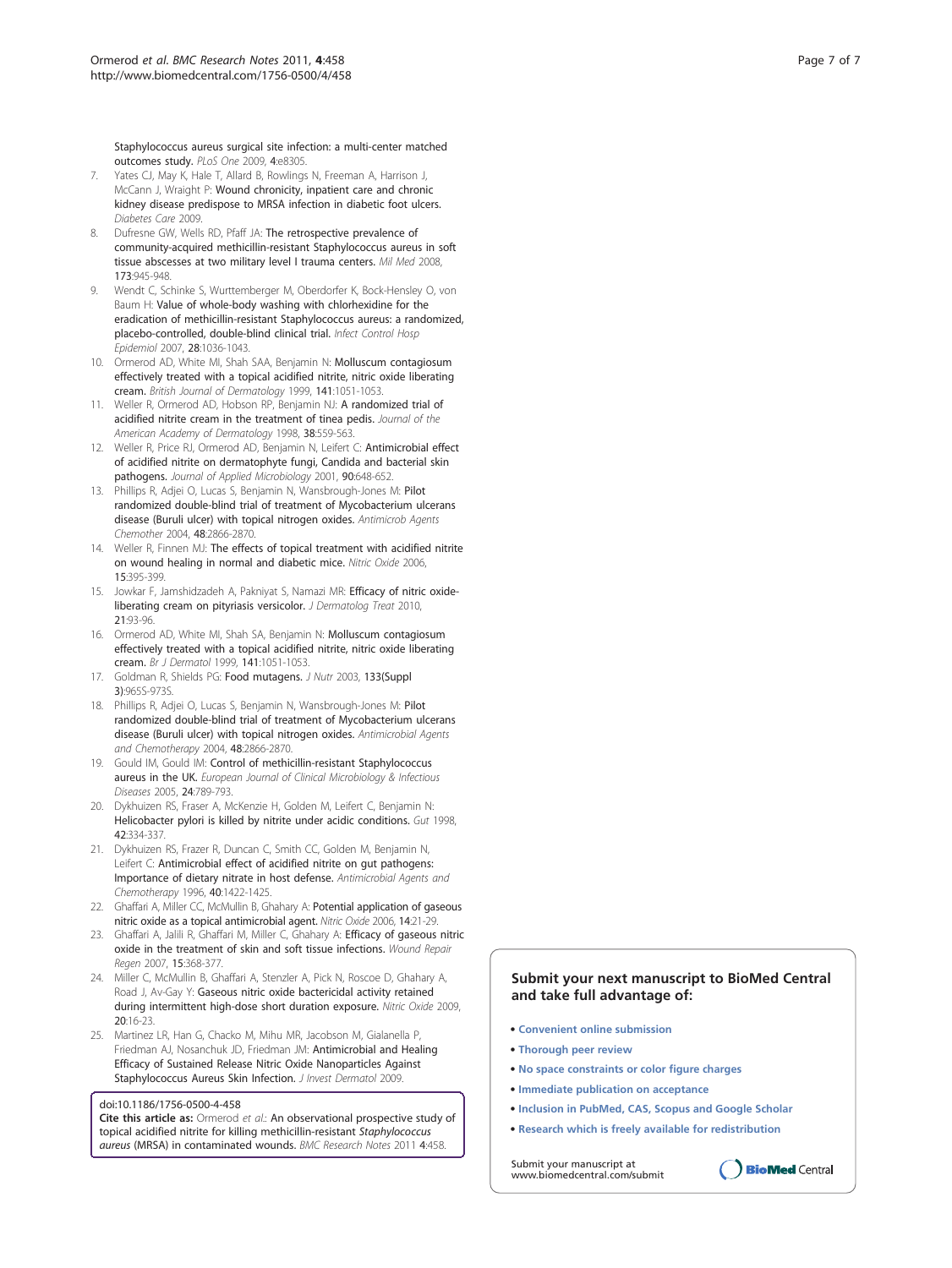Staphylococcus aureus surgical site infection: a multi-center matched outcomes study. *PLoS One* 2009, **4**:e8305.

7. Yates CJ, May K, Hale T, Allard B, Rowlings N, Freeman A, Harrison J, McCann J, Wraight P: **Wound chronicity, inpatient care and chronic kidney disease predispose to MRSA infection in diabetic foot ulcers.** *Diabetes Care* 2009.
8. Dufresne GW, Wells RD, Pfaff JA: **The retrospective prevalence of community-acquired methicillin-resistant Staphylococcus aureus in soft tissue abscesses at two military level I trauma centers.** *Mil Med* 2008, **173**:945-948.
9. Wendt C, Schinke S, Wurttemberger M, Oberdorfer K, Bock-Hensley O, von Baum H: **Value of whole-body washing with chlorhexidine for the eradication of methicillin-resistant Staphylococcus aureus: a randomized, placebo-controlled, double-blind clinical trial.** *Infect Control Hosp Epidemiol* 2007, **28**:1036-1043.
10. Ormerod AD, White MI, Shah SAA, Benjamin N: **Molluscum contagiosum effectively treated with a topical acidified nitrite, nitric oxide liberating cream.** *British Journal of Dermatology* 1999, **141**:1051-1053.
11. Weller R, Ormerod AD, Hobson RP, Benjamin NJ: **A randomized trial of acidified nitrite cream in the treatment of tinea pedis.** *Journal of the American Academy of Dermatology* 1998, **38**:559-563.
12. Weller R, Price RJ, Ormerod AD, Benjamin N, Leifert C: **Antimicrobial effect of acidified nitrite on dermatophyte fungi, Candida and bacterial skin pathogens.** *Journal of Applied Microbiology* 2001, **90**:648-652.
13. Phillips R, Adjei O, Lucas S, Benjamin N, Wansbrough-Jones M: **Pilot randomized double-blind trial of treatment of Mycobacterium ulcerans disease (Buruli ulcer) with topical nitrogen oxides.** *Antimicrob Agents Chemother* 2004, **48**:2866-2870.
14. Weller R, Finnen MJ: **The effects of topical treatment with acidified nitrite on wound healing in normal and diabetic mice.** *Nitric Oxide* 2006, **15**:395-399.
15. Jowkar F, Jamshidzadeh A, Pakniyat S, Namazi MR: **Efficacy of nitric oxide-liberating cream on pityriasis versicolor.** *J Dermatolog Treat* 2010, **21**:93-96.
16. Ormerod AD, White MI, Shah SA, Benjamin N: **Molluscum contagiosum effectively treated with a topical acidified nitrite, nitric oxide liberating cream.** *Br J Dermatol* 1999, **141**:1051-1053.
17. Goldman R, Shields PG: **Food mutagens.** *J Nutr* 2003, **133(Suppl 3)**:965S-973S.
18. Phillips R, Adjei O, Lucas S, Benjamin N, Wansbrough-Jones M: **Pilot randomized double-blind trial of treatment of Mycobacterium ulcerans disease (Buruli ulcer) with topical nitrogen oxides.** *Antimicrobial Agents and Chemotherapy* 2004, **48**:2866-2870.
19. Gould IM, Gould IM: **Control of methicillin-resistant Staphylococcus aureus in the UK.** *European Journal of Clinical Microbiology & Infectious Diseases* 2005, **24**:789-793.
20. Dykhuizen RS, Fraser A, McKenzie H, Golden M, Leifert C, Benjamin N: **Helicobacter pylori is killed by nitrite under acidic conditions.** *Gut* 1998, **42**:334-337.
21. Dykhuizen RS, Frazer R, Duncan C, Smith CC, Golden M, Benjamin N, Leifert C: **Antimicrobial effect of acidified nitrite on gut pathogens: Importance of dietary nitrate in host defense.** *Antimicrobial Agents and Chemotherapy* 1996, **40**:1422-1425.
22. Ghaffari A, Miller CC, McMullin B, Ghahary A: **Potential application of gaseous nitric oxide as a topical antimicrobial agent.** *Nitric Oxide* 2006, **14**:21-29.
23. Ghaffari A, Jalili R, Ghaffari M, Miller C, Ghahary A: **Efficacy of gaseous nitric oxide in the treatment of skin and soft tissue infections.** *Wound Repair Regen* 2007, **15**:368-377.
24. Miller C, McMullin B, Ghaffari A, Stenzler A, Pick N, Roscoe D, Ghahary A, Road J, Av-Gay Y: **Gaseous nitric oxide bactericidal activity retained during intermittent high-dose short duration exposure.** *Nitric Oxide* 2009, **20**:16-23.
25. Martinez LR, Han G, Chacko M, Mihu MR, Jacobson M, Gialanella P, Friedman AJ, Nosanchuk JD, Friedman JM: **Antimicrobial and Healing Efficacy of Sustained Release Nitric Oxide Nanoparticles Against Staphylococcus Aureus Skin Infection.** *J Invest Dermatol* 2009.

doi:10.1186/1756-0500-4-458

**Cite this article as:** Ormerod *et al.*: An observational prospective study of topical acidified nitrite for killing methicillin-resistant *Staphylococcus aureus* (MRSA) in contaminated wounds. *BMC Research Notes* 2011 **4**:458.

**Submit your next manuscript to BioMed Central and take full advantage of:**

- **Convenient online submission**
- **Thorough peer review**
- **No space constraints or color figure charges**
- **Immediate publication on acceptance**
- **Inclusion in PubMed, CAS, Scopus and Google Scholar**
- **Research which is freely available for redistribution**

Submit your manuscript at www.biomedcentral.com/submit

BioMed Central